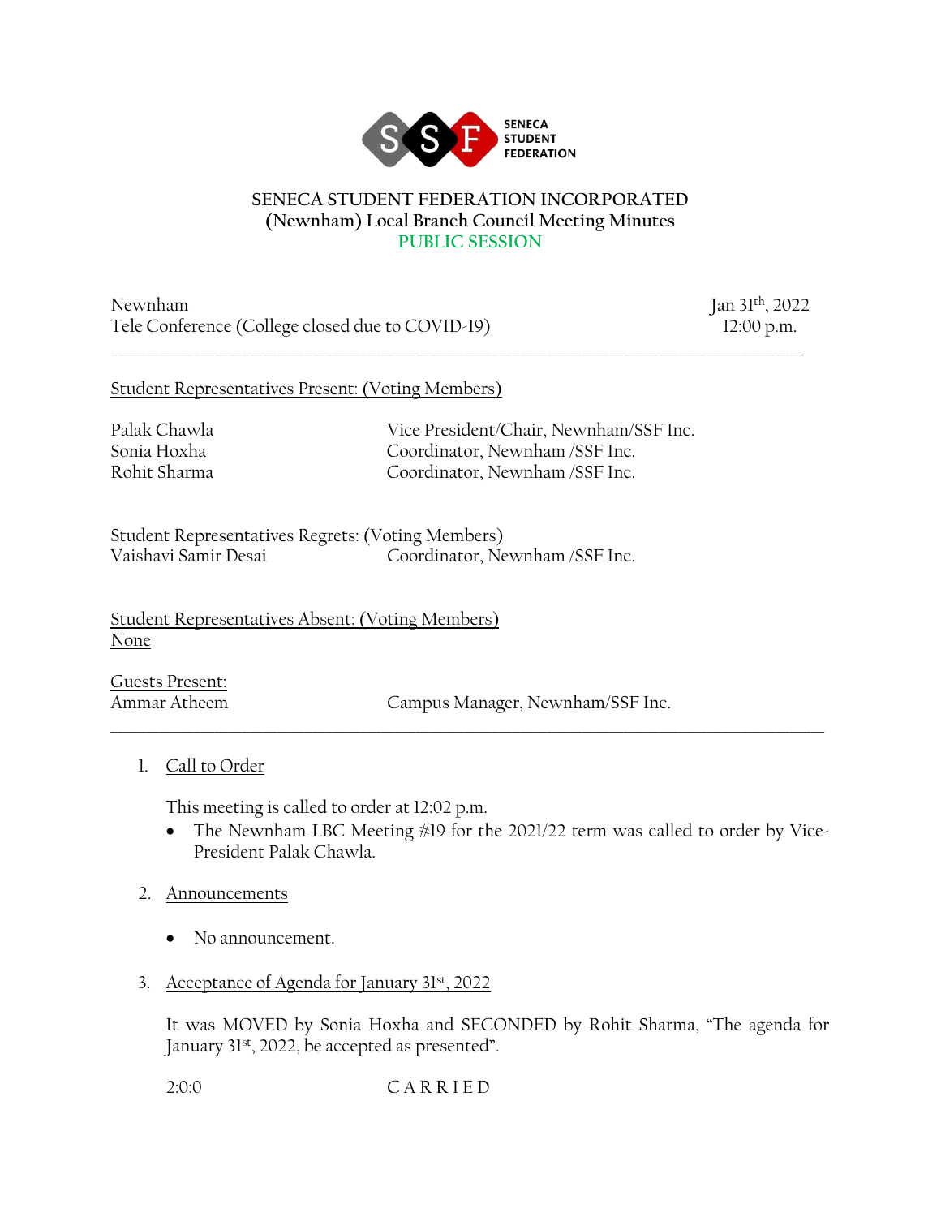SENECA STUDENT FEDERATION

# SENECA STUDENT FEDERATION INCORPORATED
## (Newnham) Local Branch Council Meeting Minutes
## PUBLIC SESSION

Newnham
Tele Conference (College closed due to COVID-19)

Jan 31th, 2022
12:00 p.m.

---

Student Representatives Present: (Voting Members)

| | |
|---|---|
| Palak Chawla | Vice President/Chair, Newnham/SSF Inc. |
| Sonia Hoxha | Coordinator, Newnham /SSF Inc. |
| Rohit Sharma | Coordinator, Newnham /SSF Inc. |

Student Representatives Regrets: (Voting Members)

| | |
|---|---|
| Vaishavi Samir Desai | Coordinator, Newnham /SSF Inc. |

Student Representatives Absent: (Voting Members)
None

Guests Present:

| | |
|---|---|
| Ammar Atheem | Campus Manager, Newnham/SSF Inc. |

---

1. Call to Order

   This meeting is called to order at 12:02 p.m.
   - The Newnham LBC Meeting #19 for the 2021/22 term was called to order by Vice-President Palak Chawla.

2. Announcements

   - No announcement.

3. Acceptance of Agenda for January 31st, 2022

   It was MOVED by Sonia Hoxha and SECONDED by Rohit Sharma, "The agenda for January 31st, 2022, be accepted as presented".

   2:0:0 C A R R I E D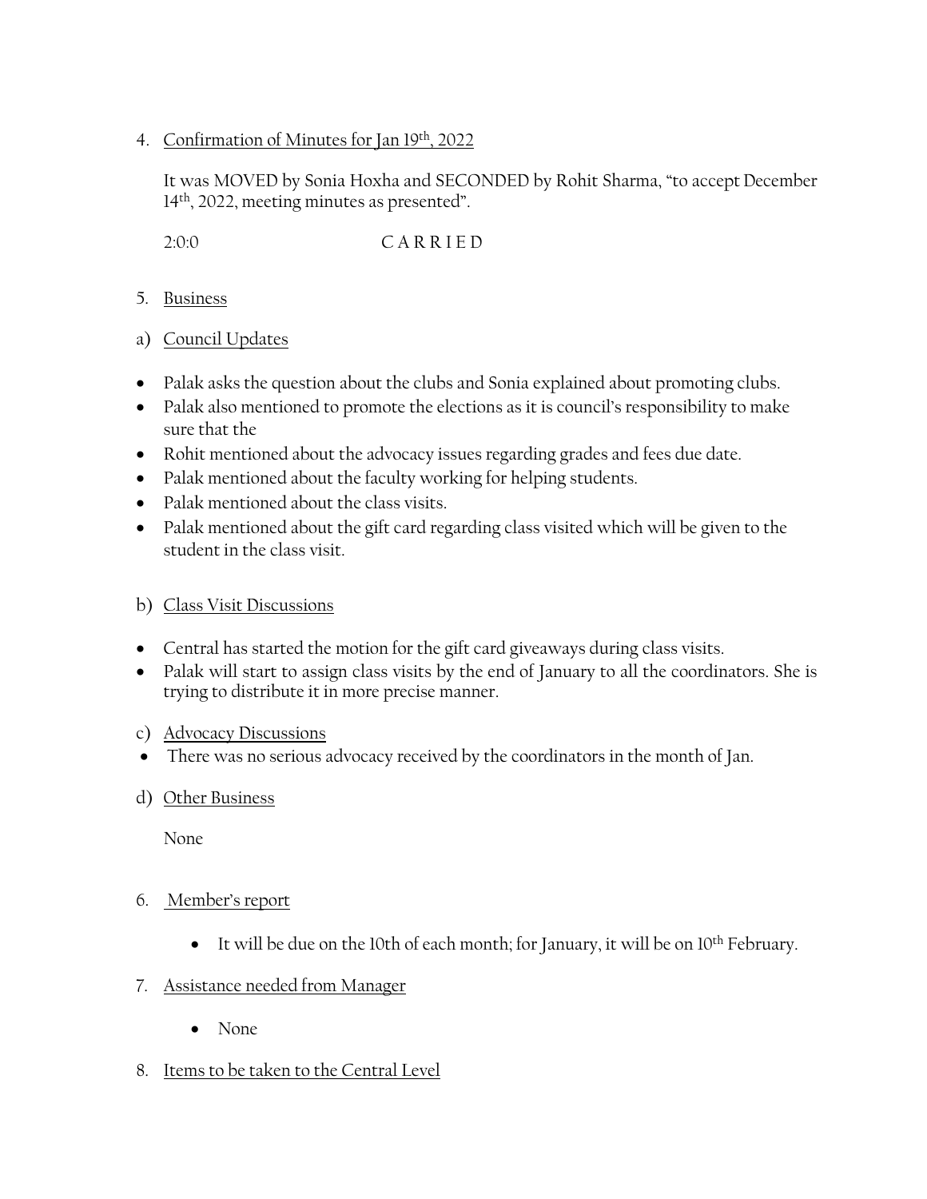4. Confirmation of Minutes for Jan 19th, 2022

   It was MOVED by Sonia Hoxha and SECONDED by Rohit Sharma, "to accept December 14th, 2022, meeting minutes as presented".

   2:0:0 C A R R I E D

5. Business

a) Council Updates

- Palak asks the question about the clubs and Sonia explained about promoting clubs.
- Palak also mentioned to promote the elections as it is council's responsibility to make sure that the
- Rohit mentioned about the advocacy issues regarding grades and fees due date.
- Palak mentioned about the faculty working for helping students.
- Palak mentioned about the class visits.
- Palak mentioned about the gift card regarding class visited which will be given to the student in the class visit.

b) Class Visit Discussions

- Central has started the motion for the gift card giveaways during class visits.
- Palak will start to assign class visits by the end of January to all the coordinators. She is trying to distribute it in more precise manner.

c) Advocacy Discussions

- There was no serious advocacy received by the coordinators in the month of Jan.

d) Other Business

   None

6. Member's report

   - It will be due on the 10th of each month; for January, it will be on 10th February.

7. Assistance needed from Manager

   - None

8. Items to be taken to the Central Level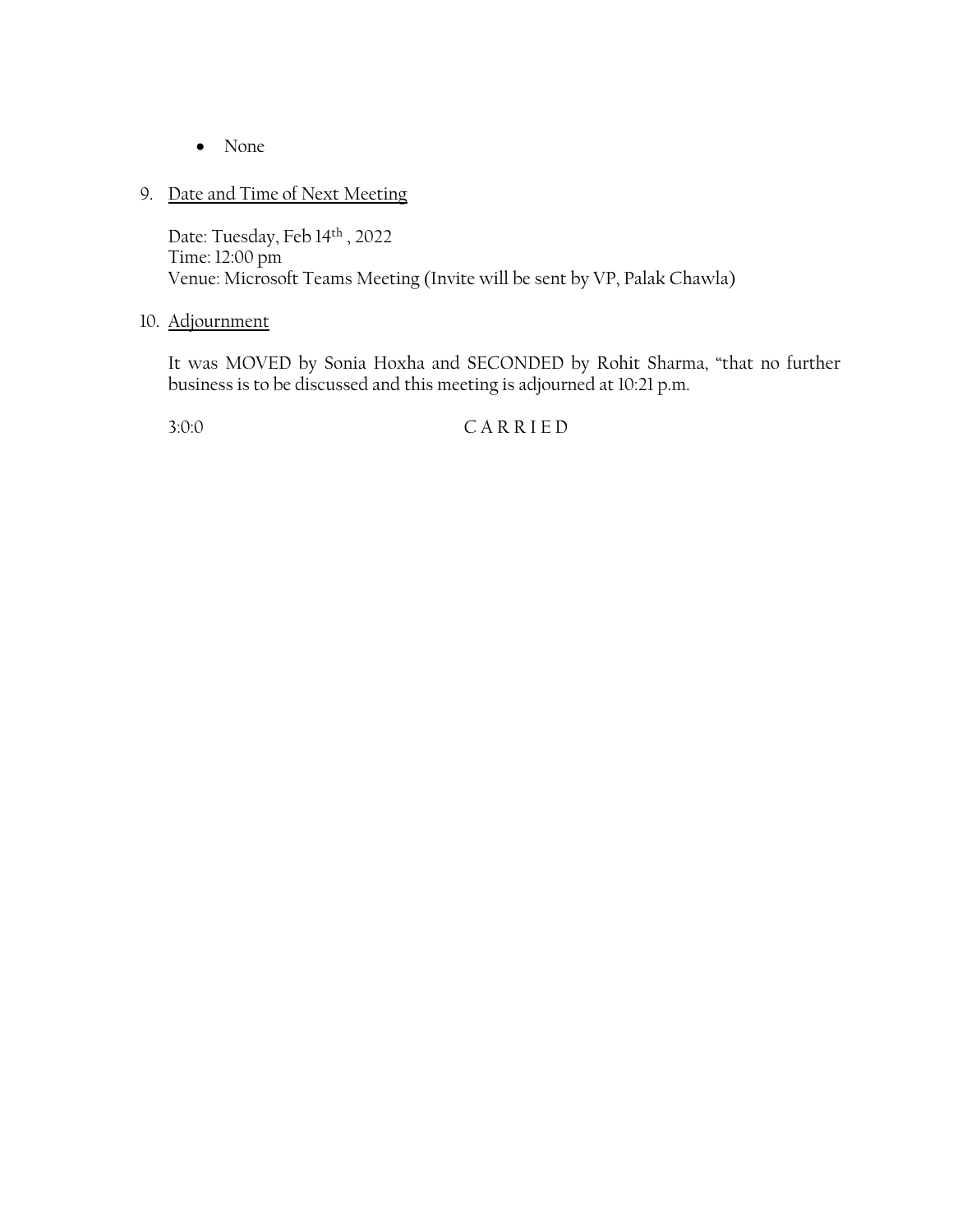- None

9. <u>Date and Time of Next Meeting</u>

   Date: Tuesday, Feb 14th , 2022
   Time: 12:00 pm
   Venue: Microsoft Teams Meeting (Invite will be sent by VP, Palak Chawla)

10. <u>Adjournment</u>

    It was MOVED by Sonia Hoxha and SECONDED by Rohit Sharma, "that no further business is to be discussed and this meeting is adjourned at 10:21 p.m.

    3:0:0 C A R R I E D